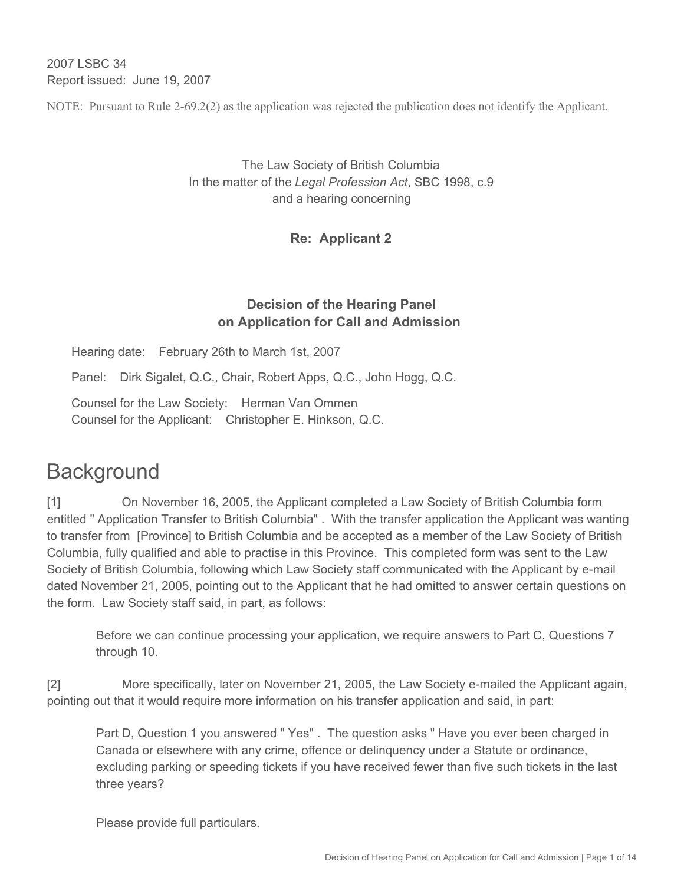2007 LSBC 34
Report issued: June 19, 2007

NOTE: Pursuant to Rule 2-69.2(2) as the application was rejected the publication does not identify the Applicant.

The Law Society of British Columbia
In the matter of the *Legal Profession Act*, SBC 1998, c.9
and a hearing concerning

**Re: Applicant 2**

**Decision of the Hearing Panel
on Application for Call and Admission**

Hearing date: February 26th to March 1st, 2007

Panel: Dirk Sigalet, Q.C., Chair, Robert Apps, Q.C., John Hogg, Q.C.

Counsel for the Law Society: Herman Van Ommen
Counsel for the Applicant: Christopher E. Hinkson, Q.C.

# Background

[1] On November 16, 2005, the Applicant completed a Law Society of British Columbia form entitled " Application Transfer to British Columbia" . With the transfer application the Applicant was wanting to transfer from [Province] to British Columbia and be accepted as a member of the Law Society of British Columbia, fully qualified and able to practise in this Province. This completed form was sent to the Law Society of British Columbia, following which Law Society staff communicated with the Applicant by e-mail dated November 21, 2005, pointing out to the Applicant that he had omitted to answer certain questions on the form. Law Society staff said, in part, as follows:

> Before we can continue processing your application, we require answers to Part C, Questions 7 through 10.

[2] More specifically, later on November 21, 2005, the Law Society e-mailed the Applicant again, pointing out that it would require more information on his transfer application and said, in part:

> Part D, Question 1 you answered " Yes" . The question asks " Have you ever been charged in Canada or elsewhere with any crime, offence or delinquency under a Statute or ordinance, excluding parking or speeding tickets if you have received fewer than five such tickets in the last three years?
>
> Please provide full particulars.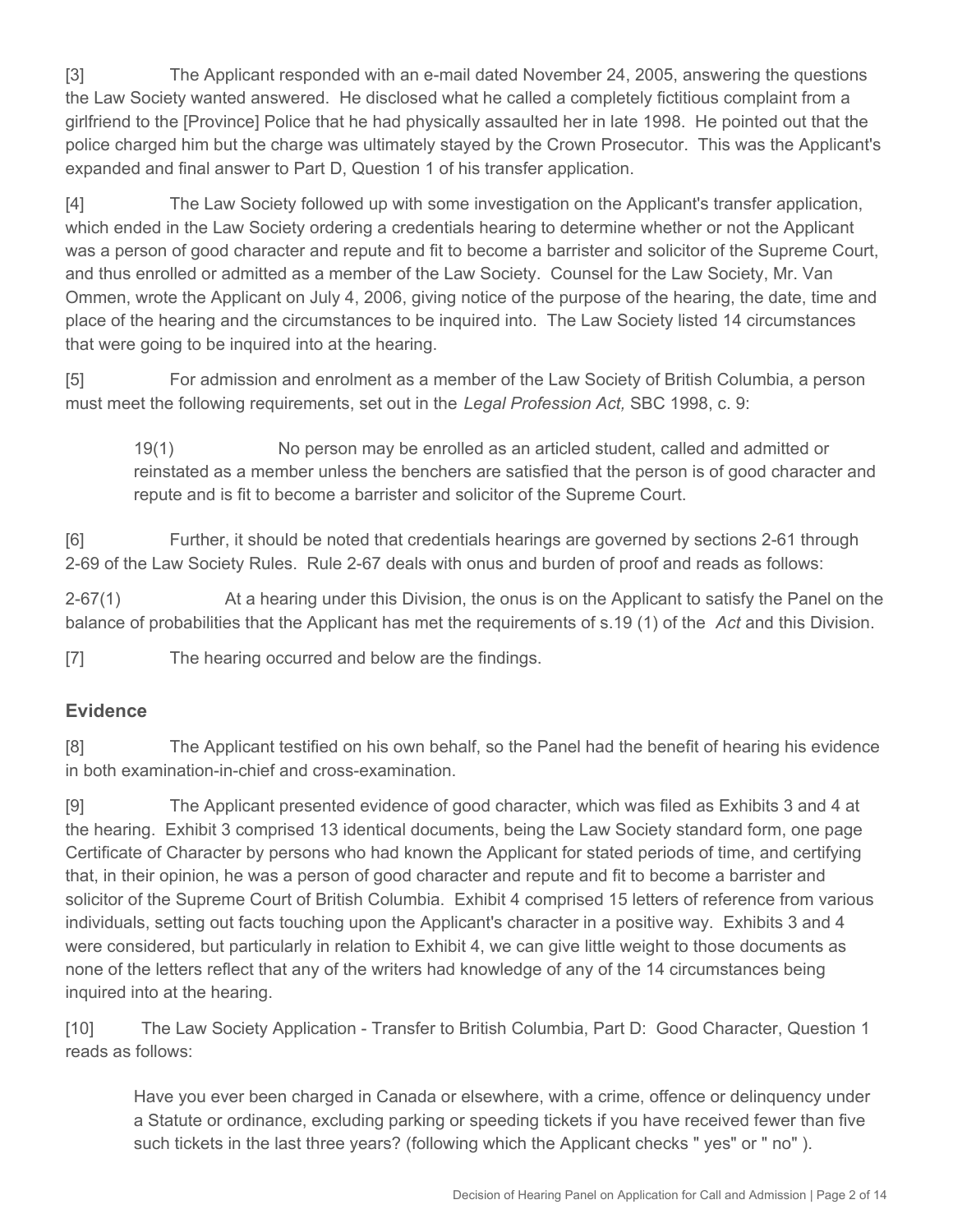[3] The Applicant responded with an e-mail dated November 24, 2005, answering the questions the Law Society wanted answered. He disclosed what he called a completely fictitious complaint from a girlfriend to the [Province] Police that he had physically assaulted her in late 1998. He pointed out that the police charged him but the charge was ultimately stayed by the Crown Prosecutor. This was the Applicant's expanded and final answer to Part D, Question 1 of his transfer application.

[4] The Law Society followed up with some investigation on the Applicant's transfer application, which ended in the Law Society ordering a credentials hearing to determine whether or not the Applicant was a person of good character and repute and fit to become a barrister and solicitor of the Supreme Court, and thus enrolled or admitted as a member of the Law Society. Counsel for the Law Society, Mr. Van Ommen, wrote the Applicant on July 4, 2006, giving notice of the purpose of the hearing, the date, time and place of the hearing and the circumstances to be inquired into. The Law Society listed 14 circumstances that were going to be inquired into at the hearing.

[5] For admission and enrolment as a member of the Law Society of British Columbia, a person must meet the following requirements, set out in the *Legal Profession Act,* SBC 1998, c. 9:

> 19(1) No person may be enrolled as an articled student, called and admitted or reinstated as a member unless the benchers are satisfied that the person is of good character and repute and is fit to become a barrister and solicitor of the Supreme Court.

[6] Further, it should be noted that credentials hearings are governed by sections 2-61 through 2-69 of the Law Society Rules. Rule 2-67 deals with onus and burden of proof and reads as follows:

2-67(1) At a hearing under this Division, the onus is on the Applicant to satisfy the Panel on the balance of probabilities that the Applicant has met the requirements of s.19 (1) of the *Act* and this Division.

[7] The hearing occurred and below are the findings.

## Evidence

[8] The Applicant testified on his own behalf, so the Panel had the benefit of hearing his evidence in both examination-in-chief and cross-examination.

[9] The Applicant presented evidence of good character, which was filed as Exhibits 3 and 4 at the hearing. Exhibit 3 comprised 13 identical documents, being the Law Society standard form, one page Certificate of Character by persons who had known the Applicant for stated periods of time, and certifying that, in their opinion, he was a person of good character and repute and fit to become a barrister and solicitor of the Supreme Court of British Columbia. Exhibit 4 comprised 15 letters of reference from various individuals, setting out facts touching upon the Applicant's character in a positive way. Exhibits 3 and 4 were considered, but particularly in relation to Exhibit 4, we can give little weight to those documents as none of the letters reflect that any of the writers had knowledge of any of the 14 circumstances being inquired into at the hearing.

[10] The Law Society Application - Transfer to British Columbia, Part D: Good Character, Question 1 reads as follows:

> Have you ever been charged in Canada or elsewhere, with a crime, offence or delinquency under a Statute or ordinance, excluding parking or speeding tickets if you have received fewer than five such tickets in the last three years? (following which the Applicant checks " yes" or " no" ).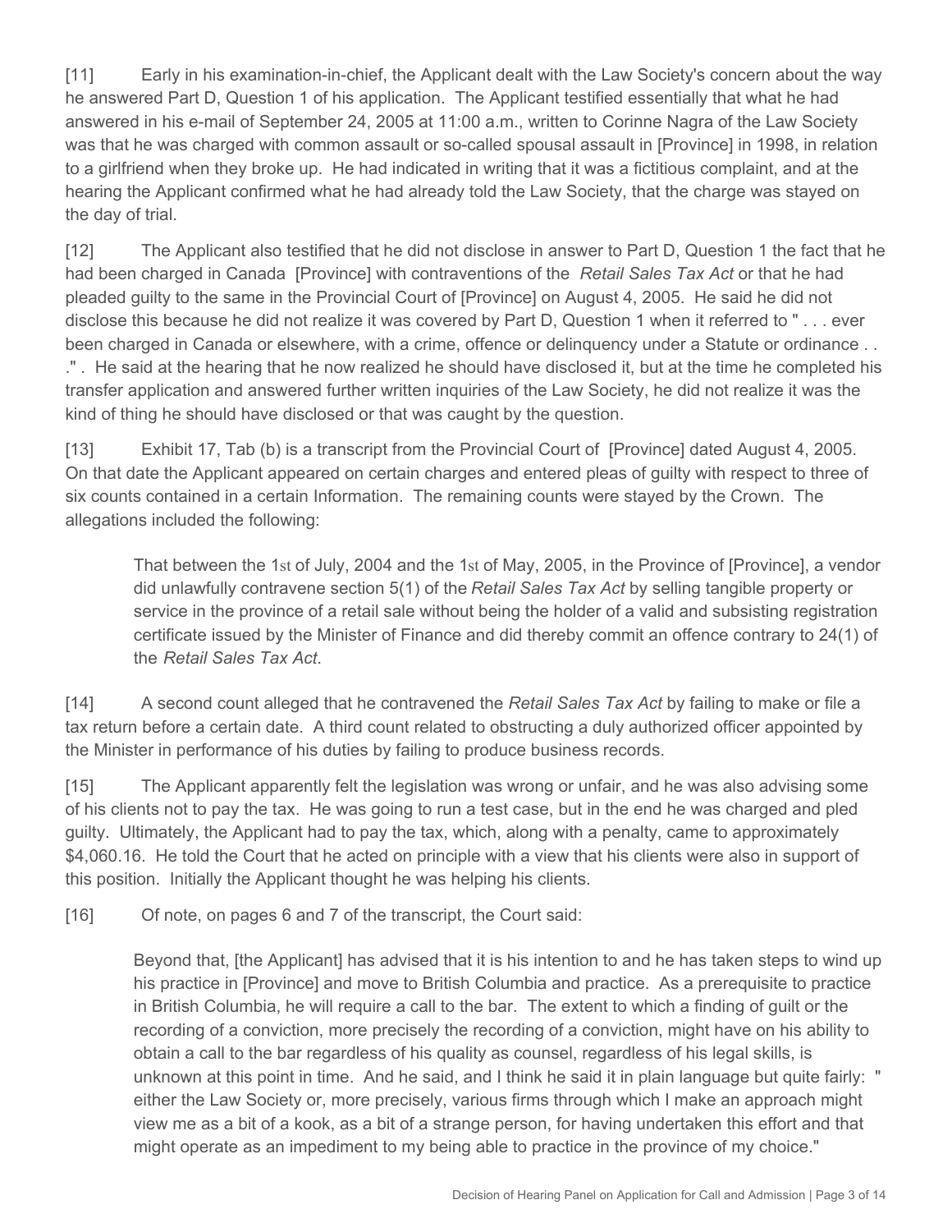[11] Early in his examination-in-chief, the Applicant dealt with the Law Society's concern about the way he answered Part D, Question 1 of his application. The Applicant testified essentially that what he had answered in his e-mail of September 24, 2005 at 11:00 a.m., written to Corinne Nagra of the Law Society was that he was charged with common assault or so-called spousal assault in [Province] in 1998, in relation to a girlfriend when they broke up. He had indicated in writing that it was a fictitious complaint, and at the hearing the Applicant confirmed what he had already told the Law Society, that the charge was stayed on the day of trial.

[12] The Applicant also testified that he did not disclose in answer to Part D, Question 1 the fact that he had been charged in Canada [Province] with contraventions of the *Retail Sales Tax Act* or that he had pleaded guilty to the same in the Provincial Court of [Province] on August 4, 2005. He said he did not disclose this because he did not realize it was covered by Part D, Question 1 when it referred to " . . . ever been charged in Canada or elsewhere, with a crime, offence or delinquency under a Statute or ordinance . . ." . He said at the hearing that he now realized he should have disclosed it, but at the time he completed his transfer application and answered further written inquiries of the Law Society, he did not realize it was the kind of thing he should have disclosed or that was caught by the question.

[13] Exhibit 17, Tab (b) is a transcript from the Provincial Court of [Province] dated August 4, 2005. On that date the Applicant appeared on certain charges and entered pleas of guilty with respect to three of six counts contained in a certain Information. The remaining counts were stayed by the Crown. The allegations included the following:

> That between the 1st of July, 2004 and the 1st of May, 2005, in the Province of [Province], a vendor did unlawfully contravene section 5(1) of the *Retail Sales Tax Act* by selling tangible property or service in the province of a retail sale without being the holder of a valid and subsisting registration certificate issued by the Minister of Finance and did thereby commit an offence contrary to 24(1) of the *Retail Sales Tax Act*.

[14] A second count alleged that he contravened the *Retail Sales Tax Act* by failing to make or file a tax return before a certain date. A third count related to obstructing a duly authorized officer appointed by the Minister in performance of his duties by failing to produce business records.

[15] The Applicant apparently felt the legislation was wrong or unfair, and he was also advising some of his clients not to pay the tax. He was going to run a test case, but in the end he was charged and pled guilty. Ultimately, the Applicant had to pay the tax, which, along with a penalty, came to approximately $4,060.16. He told the Court that he acted on principle with a view that his clients were also in support of this position. Initially the Applicant thought he was helping his clients.

[16] Of note, on pages 6 and 7 of the transcript, the Court said:

> Beyond that, [the Applicant] has advised that it is his intention to and he has taken steps to wind up his practice in [Province] and move to British Columbia and practice. As a prerequisite to practice in British Columbia, he will require a call to the bar. The extent to which a finding of guilt or the recording of a conviction, more precisely the recording of a conviction, might have on his ability to obtain a call to the bar regardless of his quality as counsel, regardless of his legal skills, is unknown at this point in time. And he said, and I think he said it in plain language but quite fairly: " either the Law Society or, more precisely, various firms through which I make an approach might view me as a bit of a kook, as a bit of a strange person, for having undertaken this effort and that might operate as an impediment to my being able to practice in the province of my choice."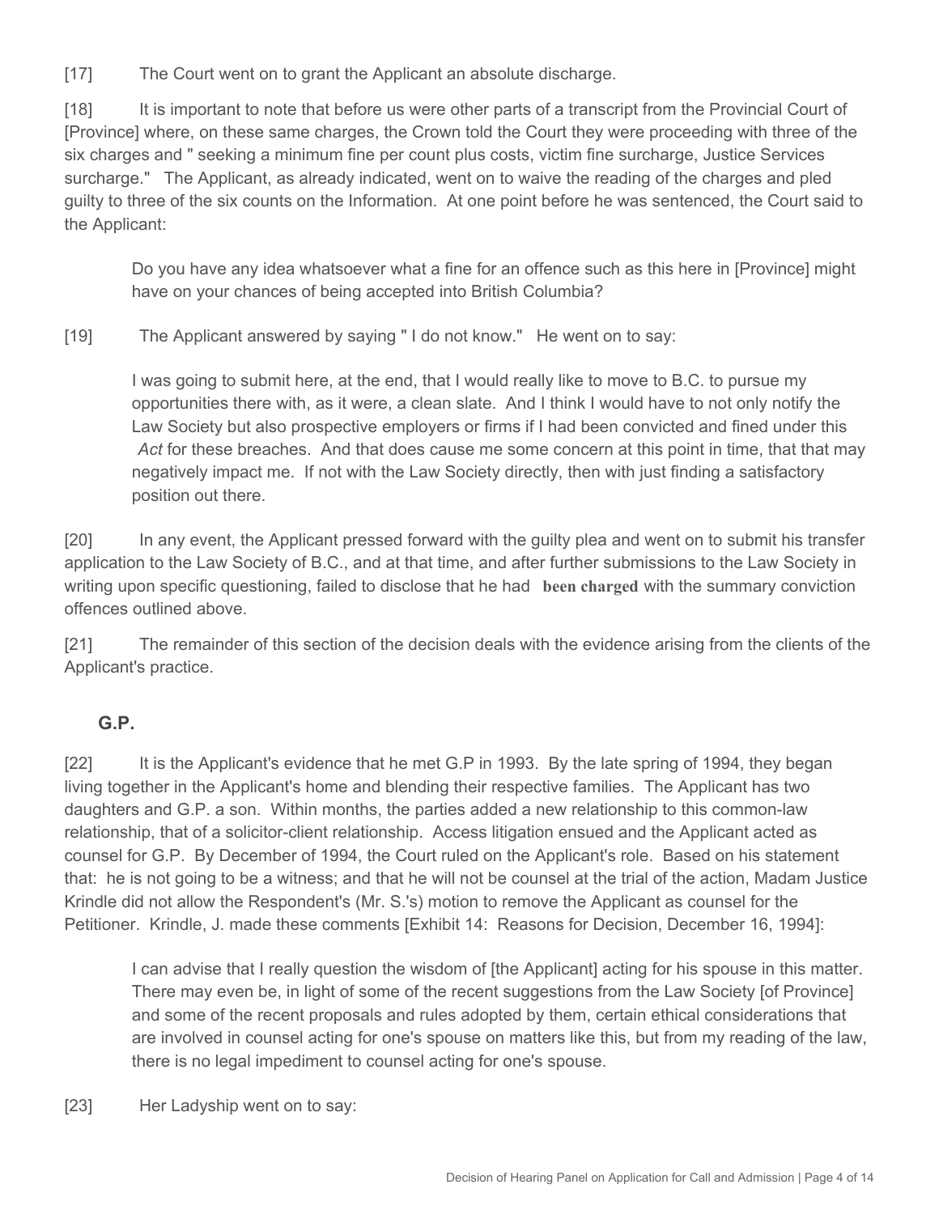[17] The Court went on to grant the Applicant an absolute discharge.

[18] It is important to note that before us were other parts of a transcript from the Provincial Court of [Province] where, on these same charges, the Crown told the Court they were proceeding with three of the six charges and " seeking a minimum fine per count plus costs, victim fine surcharge, Justice Services surcharge." The Applicant, as already indicated, went on to waive the reading of the charges and pled guilty to three of the six counts on the Information. At one point before he was sentenced, the Court said to the Applicant:

> Do you have any idea whatsoever what a fine for an offence such as this here in [Province] might have on your chances of being accepted into British Columbia?

[19] The Applicant answered by saying " I do not know." He went on to say:

> I was going to submit here, at the end, that I would really like to move to B.C. to pursue my opportunities there with, as it were, a clean slate. And I think I would have to not only notify the Law Society but also prospective employers or firms if I had been convicted and fined under this *Act* for these breaches. And that does cause me some concern at this point in time, that that may negatively impact me. If not with the Law Society directly, then with just finding a satisfactory position out there.

[20] In any event, the Applicant pressed forward with the guilty plea and went on to submit his transfer application to the Law Society of B.C., and at that time, and after further submissions to the Law Society in writing upon specific questioning, failed to disclose that he had **been charged** with the summary conviction offences outlined above.

[21] The remainder of this section of the decision deals with the evidence arising from the clients of the Applicant's practice.

## G.P.

[22] It is the Applicant's evidence that he met G.P in 1993. By the late spring of 1994, they began living together in the Applicant's home and blending their respective families. The Applicant has two daughters and G.P. a son. Within months, the parties added a new relationship to this common-law relationship, that of a solicitor-client relationship. Access litigation ensued and the Applicant acted as counsel for G.P. By December of 1994, the Court ruled on the Applicant's role. Based on his statement that: he is not going to be a witness; and that he will not be counsel at the trial of the action, Madam Justice Krindle did not allow the Respondent's (Mr. S.'s) motion to remove the Applicant as counsel for the Petitioner. Krindle, J. made these comments [Exhibit 14: Reasons for Decision, December 16, 1994]:

> I can advise that I really question the wisdom of [the Applicant] acting for his spouse in this matter. There may even be, in light of some of the recent suggestions from the Law Society [of Province] and some of the recent proposals and rules adopted by them, certain ethical considerations that are involved in counsel acting for one's spouse on matters like this, but from my reading of the law, there is no legal impediment to counsel acting for one's spouse.

[23] Her Ladyship went on to say: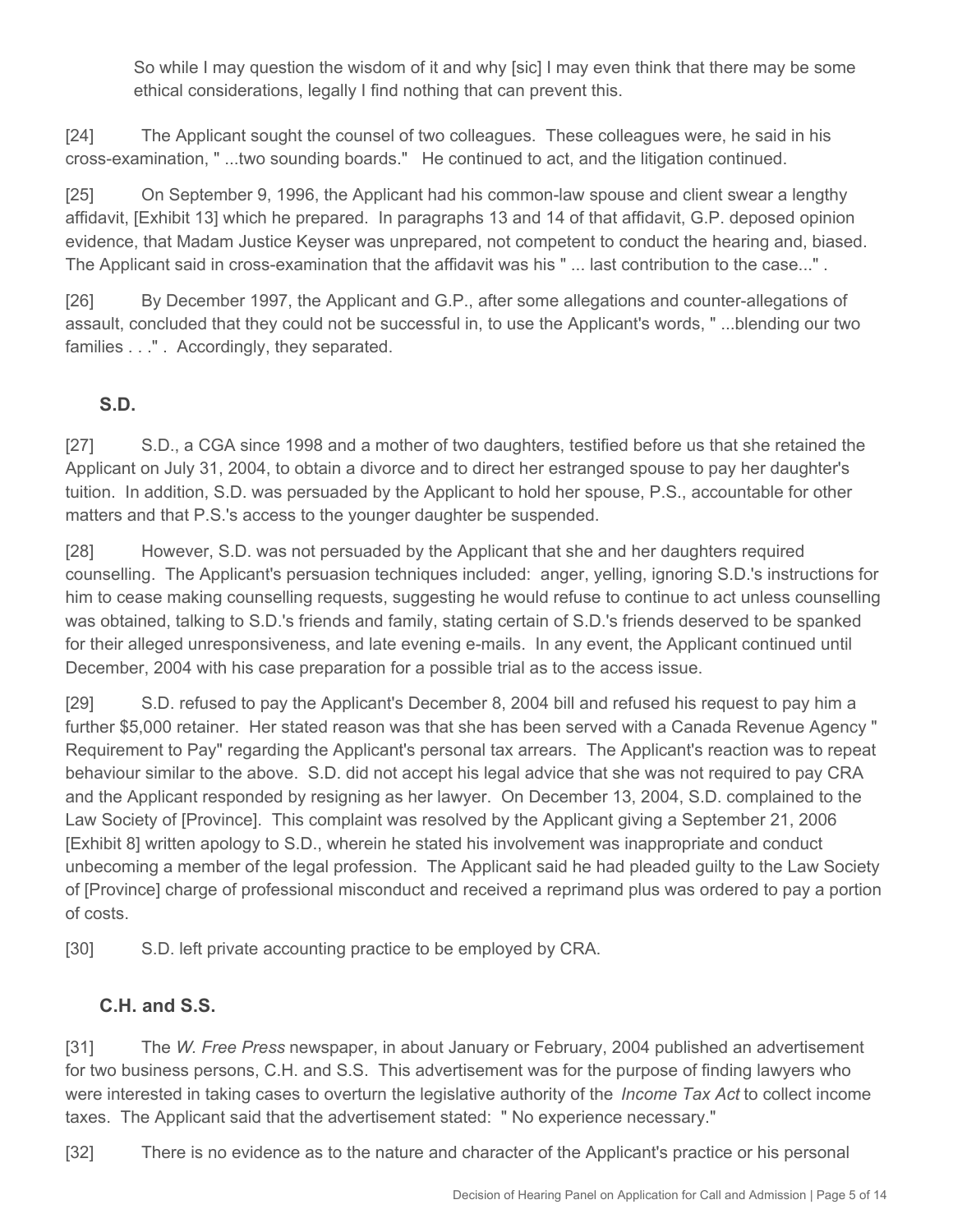So while I may question the wisdom of it and why [sic] I may even think that there may be some ethical considerations, legally I find nothing that can prevent this.

[24] The Applicant sought the counsel of two colleagues. These colleagues were, he said in his cross-examination, " ...two sounding boards." He continued to act, and the litigation continued.

[25] On September 9, 1996, the Applicant had his common-law spouse and client swear a lengthy affidavit, [Exhibit 13] which he prepared. In paragraphs 13 and 14 of that affidavit, G.P. deposed opinion evidence, that Madam Justice Keyser was unprepared, not competent to conduct the hearing and, biased. The Applicant said in cross-examination that the affidavit was his " ... last contribution to the case..." .

[26] By December 1997, the Applicant and G.P., after some allegations and counter-allegations of assault, concluded that they could not be successful in, to use the Applicant's words, " ...blending our two families . . ." . Accordingly, they separated.

### S.D.

[27] S.D., a CGA since 1998 and a mother of two daughters, testified before us that she retained the Applicant on July 31, 2004, to obtain a divorce and to direct her estranged spouse to pay her daughter's tuition. In addition, S.D. was persuaded by the Applicant to hold her spouse, P.S., accountable for other matters and that P.S.'s access to the younger daughter be suspended.

[28] However, S.D. was not persuaded by the Applicant that she and her daughters required counselling. The Applicant's persuasion techniques included: anger, yelling, ignoring S.D.'s instructions for him to cease making counselling requests, suggesting he would refuse to continue to act unless counselling was obtained, talking to S.D.'s friends and family, stating certain of S.D.'s friends deserved to be spanked for their alleged unresponsiveness, and late evening e-mails. In any event, the Applicant continued until December, 2004 with his case preparation for a possible trial as to the access issue.

[29] S.D. refused to pay the Applicant's December 8, 2004 bill and refused his request to pay him a further $5,000 retainer. Her stated reason was that she has been served with a Canada Revenue Agency " Requirement to Pay" regarding the Applicant's personal tax arrears. The Applicant's reaction was to repeat behaviour similar to the above. S.D. did not accept his legal advice that she was not required to pay CRA and the Applicant responded by resigning as her lawyer. On December 13, 2004, S.D. complained to the Law Society of [Province]. This complaint was resolved by the Applicant giving a September 21, 2006 [Exhibit 8] written apology to S.D., wherein he stated his involvement was inappropriate and conduct unbecoming a member of the legal profession. The Applicant said he had pleaded guilty to the Law Society of [Province] charge of professional misconduct and received a reprimand plus was ordered to pay a portion of costs.

[30] S.D. left private accounting practice to be employed by CRA.

### C.H. and S.S.

[31] The *W. Free Press* newspaper, in about January or February, 2004 published an advertisement for two business persons, C.H. and S.S. This advertisement was for the purpose of finding lawyers who were interested in taking cases to overturn the legislative authority of the *Income Tax Act* to collect income taxes. The Applicant said that the advertisement stated: " No experience necessary."

[32] There is no evidence as to the nature and character of the Applicant's practice or his personal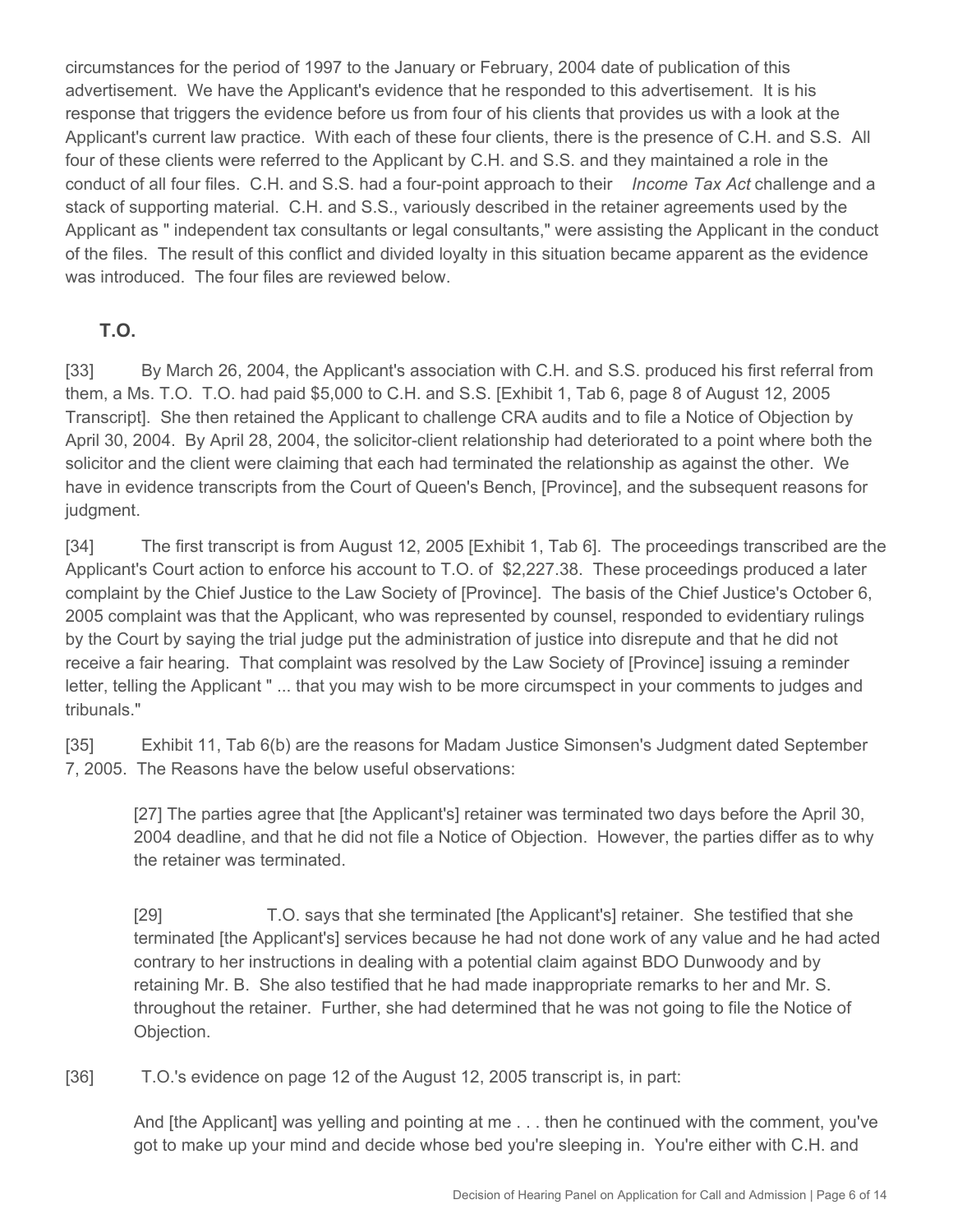circumstances for the period of 1997 to the January or February, 2004 date of publication of this advertisement. We have the Applicant's evidence that he responded to this advertisement. It is his response that triggers the evidence before us from four of his clients that provides us with a look at the Applicant's current law practice. With each of these four clients, there is the presence of C.H. and S.S. All four of these clients were referred to the Applicant by C.H. and S.S. and they maintained a role in the conduct of all four files. C.H. and S.S. had a four-point approach to their *Income Tax Act* challenge and a stack of supporting material. C.H. and S.S., variously described in the retainer agreements used by the Applicant as " independent tax consultants or legal consultants," were assisting the Applicant in the conduct of the files. The result of this conflict and divided loyalty in this situation became apparent as the evidence was introduced. The four files are reviewed below.

### T.O.

[33] By March 26, 2004, the Applicant's association with C.H. and S.S. produced his first referral from them, a Ms. T.O. T.O. had paid $5,000 to C.H. and S.S. [Exhibit 1, Tab 6, page 8 of August 12, 2005 Transcript]. She then retained the Applicant to challenge CRA audits and to file a Notice of Objection by April 30, 2004. By April 28, 2004, the solicitor-client relationship had deteriorated to a point where both the solicitor and the client were claiming that each had terminated the relationship as against the other. We have in evidence transcripts from the Court of Queen's Bench, [Province], and the subsequent reasons for judgment.

[34] The first transcript is from August 12, 2005 [Exhibit 1, Tab 6]. The proceedings transcribed are the Applicant's Court action to enforce his account to T.O. of $2,227.38. These proceedings produced a later complaint by the Chief Justice to the Law Society of [Province]. The basis of the Chief Justice's October 6, 2005 complaint was that the Applicant, who was represented by counsel, responded to evidentiary rulings by the Court by saying the trial judge put the administration of justice into disrepute and that he did not receive a fair hearing. That complaint was resolved by the Law Society of [Province] issuing a reminder letter, telling the Applicant " ... that you may wish to be more circumspect in your comments to judges and tribunals."

[35] Exhibit 11, Tab 6(b) are the reasons for Madam Justice Simonsen's Judgment dated September 7, 2005. The Reasons have the below useful observations:

> [27] The parties agree that [the Applicant's] retainer was terminated two days before the April 30, 2004 deadline, and that he did not file a Notice of Objection. However, the parties differ as to why the retainer was terminated.
>
> [29] T.O. says that she terminated [the Applicant's] retainer. She testified that she terminated [the Applicant's] services because he had not done work of any value and he had acted contrary to her instructions in dealing with a potential claim against BDO Dunwoody and by retaining Mr. B. She also testified that he had made inappropriate remarks to her and Mr. S. throughout the retainer. Further, she had determined that he was not going to file the Notice of Objection.

[36] T.O.'s evidence on page 12 of the August 12, 2005 transcript is, in part:

> And [the Applicant] was yelling and pointing at me . . . then he continued with the comment, you've got to make up your mind and decide whose bed you're sleeping in. You're either with C.H. and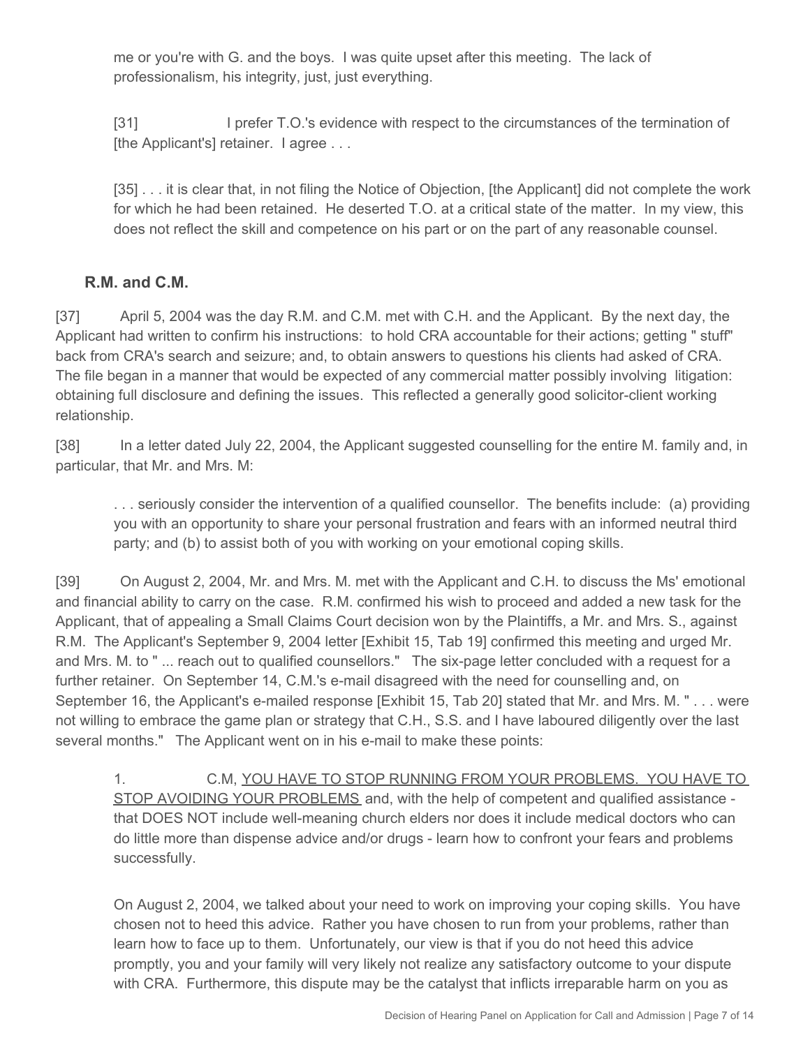me or you're with G. and the boys. I was quite upset after this meeting. The lack of professionalism, his integrity, just, just everything.

> [31] I prefer T.O.'s evidence with respect to the circumstances of the termination of [the Applicant's] retainer. I agree . . .
>
> [35] . . . it is clear that, in not filing the Notice of Objection, [the Applicant] did not complete the work for which he had been retained. He deserted T.O. at a critical state of the matter. In my view, this does not reflect the skill and competence on his part or on the part of any reasonable counsel.

### R.M. and C.M.

[37] April 5, 2004 was the day R.M. and C.M. met with C.H. and the Applicant. By the next day, the Applicant had written to confirm his instructions: to hold CRA accountable for their actions; getting " stuff" back from CRA's search and seizure; and, to obtain answers to questions his clients had asked of CRA. The file began in a manner that would be expected of any commercial matter possibly involving litigation: obtaining full disclosure and defining the issues. This reflected a generally good solicitor-client working relationship.

[38] In a letter dated July 22, 2004, the Applicant suggested counselling for the entire M. family and, in particular, that Mr. and Mrs. M:

> . . . seriously consider the intervention of a qualified counsellor. The benefits include: (a) providing you with an opportunity to share your personal frustration and fears with an informed neutral third party; and (b) to assist both of you with working on your emotional coping skills.

[39] On August 2, 2004, Mr. and Mrs. M. met with the Applicant and C.H. to discuss the Ms' emotional and financial ability to carry on the case. R.M. confirmed his wish to proceed and added a new task for the Applicant, that of appealing a Small Claims Court decision won by the Plaintiffs, a Mr. and Mrs. S., against R.M. The Applicant's September 9, 2004 letter [Exhibit 15, Tab 19] confirmed this meeting and urged Mr. and Mrs. M. to " ... reach out to qualified counsellors." The six-page letter concluded with a request for a further retainer. On September 14, C.M.'s e-mail disagreed with the need for counselling and, on September 16, the Applicant's e-mailed response [Exhibit 15, Tab 20] stated that Mr. and Mrs. M. " . . . were not willing to embrace the game plan or strategy that C.H., S.S. and I have laboured diligently over the last several months." The Applicant went on in his e-mail to make these points:

> 1. C.M, <u>YOU HAVE TO STOP RUNNING FROM YOUR PROBLEMS. YOU HAVE TO STOP AVOIDING YOUR PROBLEMS</u> and, with the help of competent and qualified assistance - that DOES NOT include well-meaning church elders nor does it include medical doctors who can do little more than dispense advice and/or drugs - learn how to confront your fears and problems successfully.
>
> On August 2, 2004, we talked about your need to work on improving your coping skills. You have chosen not to heed this advice. Rather you have chosen to run from your problems, rather than learn how to face up to them. Unfortunately, our view is that if you do not heed this advice promptly, you and your family will very likely not realize any satisfactory outcome to your dispute with CRA. Furthermore, this dispute may be the catalyst that inflicts irreparable harm on you as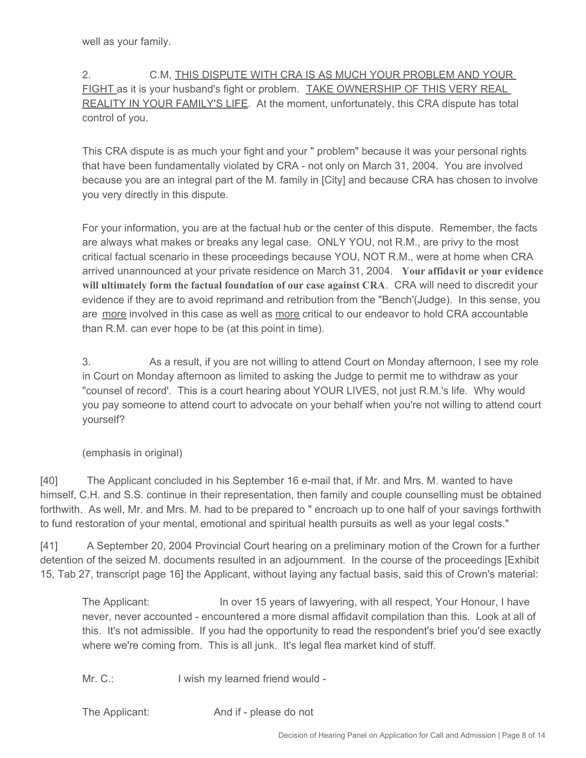well as your family.

> 2. C.M, <u>THIS DISPUTE WITH CRA IS AS MUCH YOUR PROBLEM AND YOUR FIGHT</u> as it is your husband's fight or problem. <u>TAKE OWNERSHIP OF THIS VERY REAL REALITY IN YOUR FAMILY'S LIFE</u>. At the moment, unfortunately, this CRA dispute has total control of you.
>
> This CRA dispute is as much your fight and your " problem" because it was your personal rights that have been fundamentally violated by CRA - not only on March 31, 2004. You are involved because you are an integral part of the M. family in [City] and because CRA has chosen to involve you very directly in this dispute.
>
> For your information, you are at the factual hub or the center of this dispute. Remember, the facts are always what makes or breaks any legal case. ONLY YOU, not R.M., are privy to the most critical factual scenario in these proceedings because YOU, NOT R.M., were at home when CRA arrived unannounced at your private residence on March 31, 2004. **Your affidavit or your evidence will ultimately form the factual foundation of our case against CRA**. CRA will need to discredit your evidence if they are to avoid reprimand and retribution from the "Bench'(Judge). In this sense, you are <u>more</u> involved in this case as well as <u>more</u> critical to our endeavor to hold CRA accountable than R.M. can ever hope to be (at this point in time).
>
> 3. As a result, if you are not willing to attend Court on Monday afternoon, I see my role in Court on Monday afternoon as limited to asking the Judge to permit me to withdraw as your "counsel of record'. This is a court hearing about YOUR LIVES, not just R.M.'s life. Why would you pay someone to attend court to advocate on your behalf when you're not willing to attend court yourself?
>
> (emphasis in original)

[40] The Applicant concluded in his September 16 e-mail that, if Mr. and Mrs. M. wanted to have himself, C.H. and S.S. continue in their representation, then family and couple counselling must be obtained forthwith. As well, Mr. and Mrs. M. had to be prepared to " encroach up to one half of your savings forthwith to fund restoration of your mental, emotional and spiritual health pursuits as well as your legal costs."

[41] A September 20, 2004 Provincial Court hearing on a preliminary motion of the Crown for a further detention of the seized M. documents resulted in an adjournment. In the course of the proceedings [Exhibit 15, Tab 27, transcript page 16] the Applicant, without laying any factual basis, said this of Crown's material:

> The Applicant: In over 15 years of lawyering, with all respect, Your Honour, I have never, never accounted - encountered a more dismal affidavit compilation than this. Look at all of this. It's not admissible. If you had the opportunity to read the respondent's brief you'd see exactly where we're coming from. This is all junk. It's legal flea market kind of stuff.
>
> Mr. C.: I wish my learned friend would -
>
> The Applicant: And if - please do not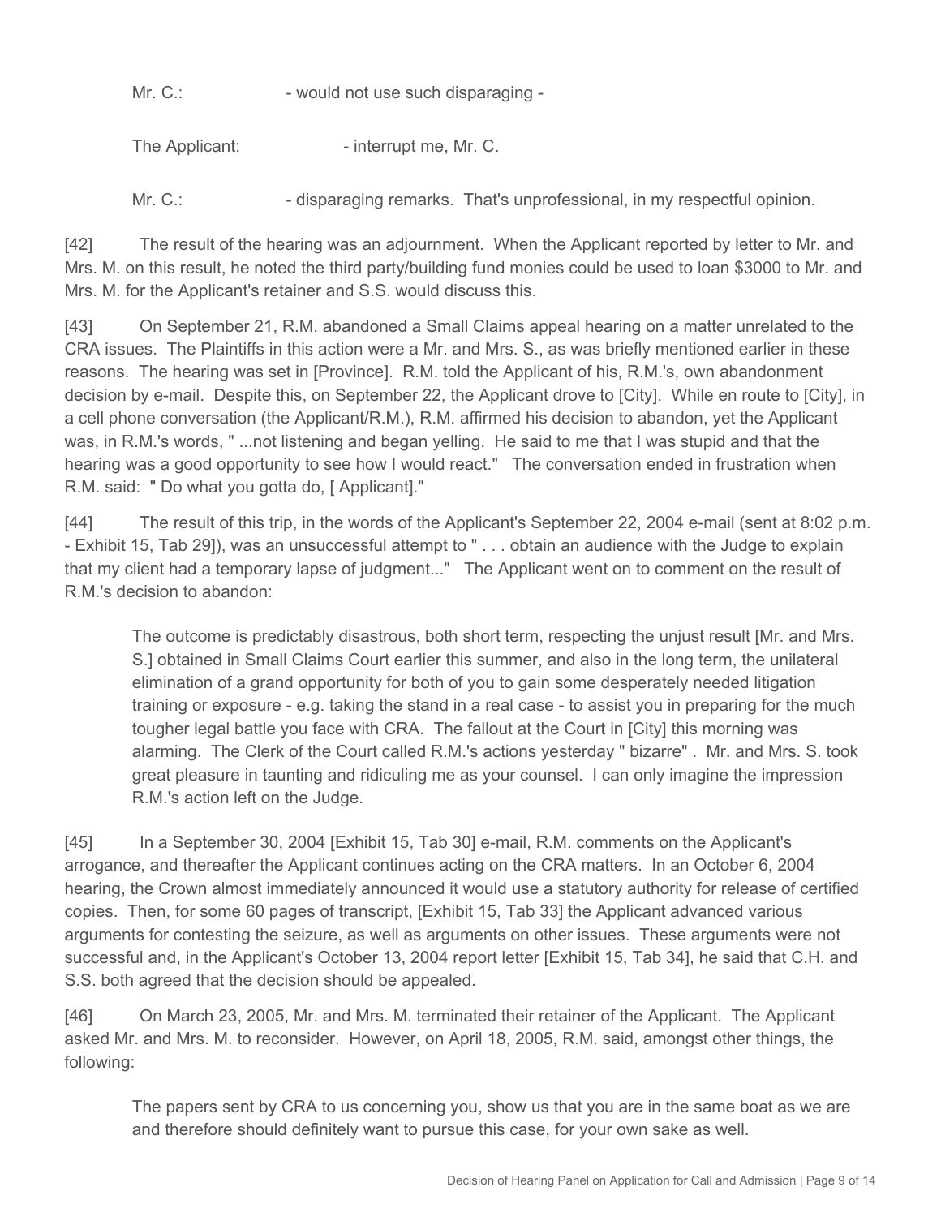Mr. C.: - would not use such disparaging -

The Applicant: - interrupt me, Mr. C.

Mr. C.: - disparaging remarks. That's unprofessional, in my respectful opinion.

[42] The result of the hearing was an adjournment. When the Applicant reported by letter to Mr. and Mrs. M. on this result, he noted the third party/building fund monies could be used to loan $3000 to Mr. and Mrs. M. for the Applicant's retainer and S.S. would discuss this.

[43] On September 21, R.M. abandoned a Small Claims appeal hearing on a matter unrelated to the CRA issues. The Plaintiffs in this action were a Mr. and Mrs. S., as was briefly mentioned earlier in these reasons. The hearing was set in [Province]. R.M. told the Applicant of his, R.M.'s, own abandonment decision by e-mail. Despite this, on September 22, the Applicant drove to [City]. While en route to [City], in a cell phone conversation (the Applicant/R.M.), R.M. affirmed his decision to abandon, yet the Applicant was, in R.M.'s words, " ...not listening and began yelling. He said to me that I was stupid and that the hearing was a good opportunity to see how I would react." The conversation ended in frustration when R.M. said: " Do what you gotta do, [ Applicant]."

[44] The result of this trip, in the words of the Applicant's September 22, 2004 e-mail (sent at 8:02 p.m. - Exhibit 15, Tab 29]), was an unsuccessful attempt to " . . . obtain an audience with the Judge to explain that my client had a temporary lapse of judgment..." The Applicant went on to comment on the result of R.M.'s decision to abandon:

> The outcome is predictably disastrous, both short term, respecting the unjust result [Mr. and Mrs. S.] obtained in Small Claims Court earlier this summer, and also in the long term, the unilateral elimination of a grand opportunity for both of you to gain some desperately needed litigation training or exposure - e.g. taking the stand in a real case - to assist you in preparing for the much tougher legal battle you face with CRA. The fallout at the Court in [City] this morning was alarming. The Clerk of the Court called R.M.'s actions yesterday " bizarre" . Mr. and Mrs. S. took great pleasure in taunting and ridiculing me as your counsel. I can only imagine the impression R.M.'s action left on the Judge.

[45] In a September 30, 2004 [Exhibit 15, Tab 30] e-mail, R.M. comments on the Applicant's arrogance, and thereafter the Applicant continues acting on the CRA matters. In an October 6, 2004 hearing, the Crown almost immediately announced it would use a statutory authority for release of certified copies. Then, for some 60 pages of transcript, [Exhibit 15, Tab 33] the Applicant advanced various arguments for contesting the seizure, as well as arguments on other issues. These arguments were not successful and, in the Applicant's October 13, 2004 report letter [Exhibit 15, Tab 34], he said that C.H. and S.S. both agreed that the decision should be appealed.

[46] On March 23, 2005, Mr. and Mrs. M. terminated their retainer of the Applicant. The Applicant asked Mr. and Mrs. M. to reconsider. However, on April 18, 2005, R.M. said, amongst other things, the following:

> The papers sent by CRA to us concerning you, show us that you are in the same boat as we are and therefore should definitely want to pursue this case, for your own sake as well.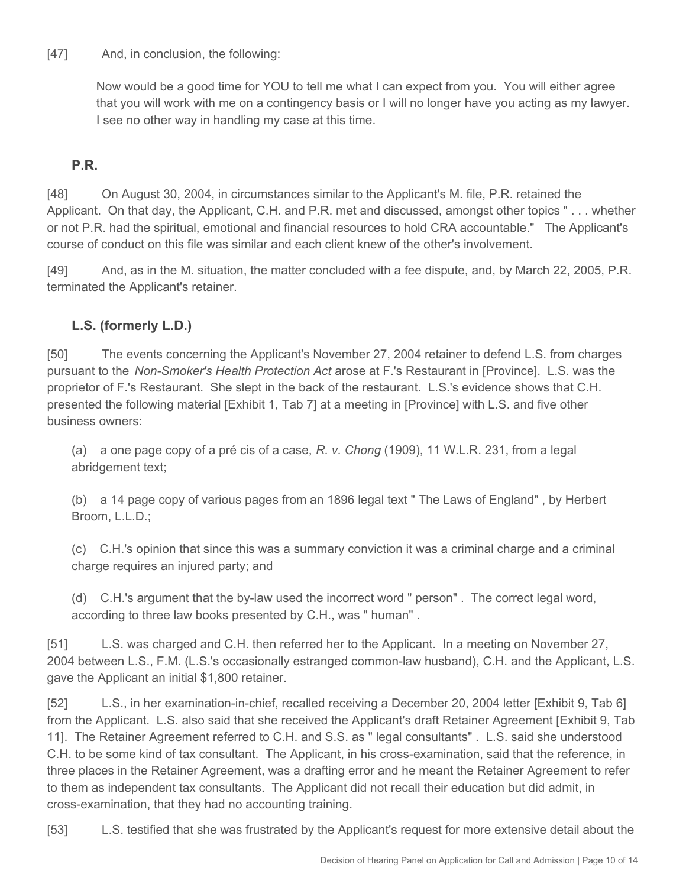[47] And, in conclusion, the following:

> Now would be a good time for YOU to tell me what I can expect from you. You will either agree that you will work with me on a contingency basis or I will no longer have you acting as my lawyer. I see no other way in handling my case at this time.

### P.R.

[48] On August 30, 2004, in circumstances similar to the Applicant's M. file, P.R. retained the Applicant. On that day, the Applicant, C.H. and P.R. met and discussed, amongst other topics " . . . whether or not P.R. had the spiritual, emotional and financial resources to hold CRA accountable." The Applicant's course of conduct on this file was similar and each client knew of the other's involvement.

[49] And, as in the M. situation, the matter concluded with a fee dispute, and, by March 22, 2005, P.R. terminated the Applicant's retainer.

### L.S. (formerly L.D.)

[50] The events concerning the Applicant's November 27, 2004 retainer to defend L.S. from charges pursuant to the *Non-Smoker's Health Protection Act* arose at F.'s Restaurant in [Province]. L.S. was the proprietor of F.'s Restaurant. She slept in the back of the restaurant. L.S.'s evidence shows that C.H. presented the following material [Exhibit 1, Tab 7] at a meeting in [Province] with L.S. and five other business owners:

> (a) a one page copy of a pré cis of a case, *R. v. Chong* (1909), 11 W.L.R. 231, from a legal abridgement text;
>
> (b) a 14 page copy of various pages from an 1896 legal text " The Laws of England" , by Herbert Broom, L.L.D.;
>
> (c) C.H.'s opinion that since this was a summary conviction it was a criminal charge and a criminal charge requires an injured party; and
>
> (d) C.H.'s argument that the by-law used the incorrect word " person" . The correct legal word, according to three law books presented by C.H., was " human" .

[51] L.S. was charged and C.H. then referred her to the Applicant. In a meeting on November 27, 2004 between L.S., F.M. (L.S.'s occasionally estranged common-law husband), C.H. and the Applicant, L.S. gave the Applicant an initial $1,800 retainer.

[52] L.S., in her examination-in-chief, recalled receiving a December 20, 2004 letter [Exhibit 9, Tab 6] from the Applicant. L.S. also said that she received the Applicant's draft Retainer Agreement [Exhibit 9, Tab 11]. The Retainer Agreement referred to C.H. and S.S. as " legal consultants" . L.S. said she understood C.H. to be some kind of tax consultant. The Applicant, in his cross-examination, said that the reference, in three places in the Retainer Agreement, was a drafting error and he meant the Retainer Agreement to refer to them as independent tax consultants. The Applicant did not recall their education but did admit, in cross-examination, that they had no accounting training.

[53] L.S. testified that she was frustrated by the Applicant's request for more extensive detail about the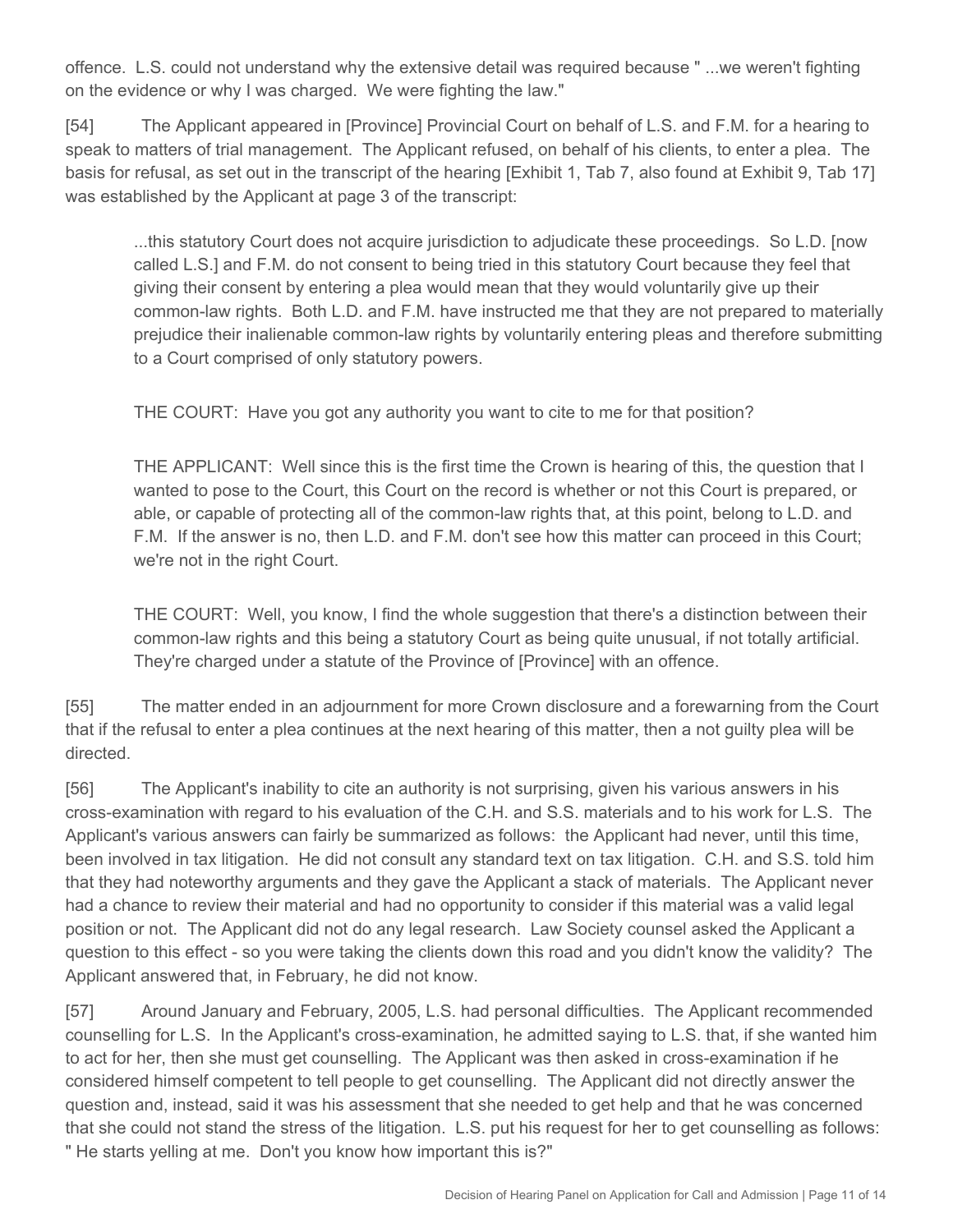offence. L.S. could not understand why the extensive detail was required because " ...we weren't fighting on the evidence or why I was charged. We were fighting the law."

[54] The Applicant appeared in [Province] Provincial Court on behalf of L.S. and F.M. for a hearing to speak to matters of trial management. The Applicant refused, on behalf of his clients, to enter a plea. The basis for refusal, as set out in the transcript of the hearing [Exhibit 1, Tab 7, also found at Exhibit 9, Tab 17] was established by the Applicant at page 3 of the transcript:

> ...this statutory Court does not acquire jurisdiction to adjudicate these proceedings. So L.D. [now called L.S.] and F.M. do not consent to being tried in this statutory Court because they feel that giving their consent by entering a plea would mean that they would voluntarily give up their common-law rights. Both L.D. and F.M. have instructed me that they are not prepared to materially prejudice their inalienable common-law rights by voluntarily entering pleas and therefore submitting to a Court comprised of only statutory powers.
>
> THE COURT: Have you got any authority you want to cite to me for that position?
>
> THE APPLICANT: Well since this is the first time the Crown is hearing of this, the question that I wanted to pose to the Court, this Court on the record is whether or not this Court is prepared, or able, or capable of protecting all of the common-law rights that, at this point, belong to L.D. and F.M. If the answer is no, then L.D. and F.M. don't see how this matter can proceed in this Court; we're not in the right Court.
>
> THE COURT: Well, you know, I find the whole suggestion that there's a distinction between their common-law rights and this being a statutory Court as being quite unusual, if not totally artificial. They're charged under a statute of the Province of [Province] with an offence.

[55] The matter ended in an adjournment for more Crown disclosure and a forewarning from the Court that if the refusal to enter a plea continues at the next hearing of this matter, then a not guilty plea will be directed.

[56] The Applicant's inability to cite an authority is not surprising, given his various answers in his cross-examination with regard to his evaluation of the C.H. and S.S. materials and to his work for L.S. The Applicant's various answers can fairly be summarized as follows: the Applicant had never, until this time, been involved in tax litigation. He did not consult any standard text on tax litigation. C.H. and S.S. told him that they had noteworthy arguments and they gave the Applicant a stack of materials. The Applicant never had a chance to review their material and had no opportunity to consider if this material was a valid legal position or not. The Applicant did not do any legal research. Law Society counsel asked the Applicant a question to this effect - so you were taking the clients down this road and you didn't know the validity? The Applicant answered that, in February, he did not know.

[57] Around January and February, 2005, L.S. had personal difficulties. The Applicant recommended counselling for L.S. In the Applicant's cross-examination, he admitted saying to L.S. that, if she wanted him to act for her, then she must get counselling. The Applicant was then asked in cross-examination if he considered himself competent to tell people to get counselling. The Applicant did not directly answer the question and, instead, said it was his assessment that she needed to get help and that he was concerned that she could not stand the stress of the litigation. L.S. put his request for her to get counselling as follows: " He starts yelling at me. Don't you know how important this is?"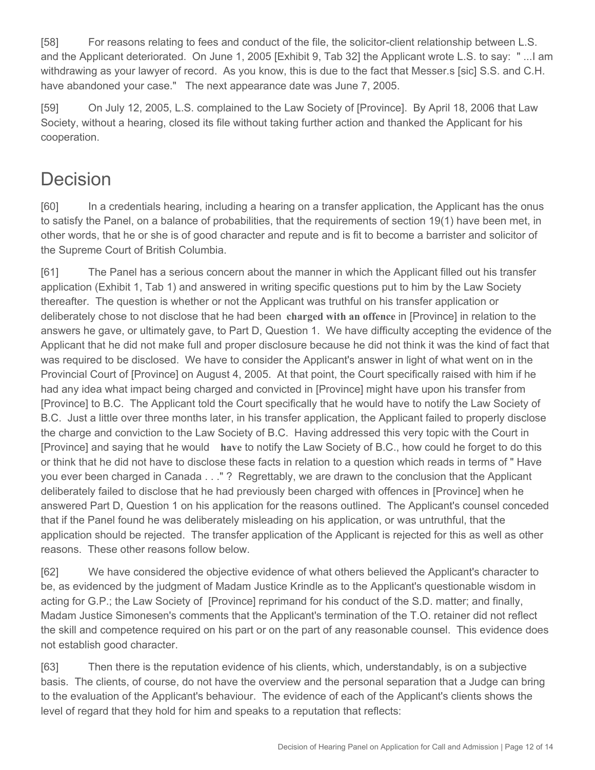[58] For reasons relating to fees and conduct of the file, the solicitor-client relationship between L.S. and the Applicant deteriorated. On June 1, 2005 [Exhibit 9, Tab 32] the Applicant wrote L.S. to say: " ...I am withdrawing as your lawyer of record. As you know, this is due to the fact that Messer.s [sic] S.S. and C.H. have abandoned your case." The next appearance date was June 7, 2005.

[59] On July 12, 2005, L.S. complained to the Law Society of [Province]. By April 18, 2006 that Law Society, without a hearing, closed its file without taking further action and thanked the Applicant for his cooperation.

# Decision

[60] In a credentials hearing, including a hearing on a transfer application, the Applicant has the onus to satisfy the Panel, on a balance of probabilities, that the requirements of section 19(1) have been met, in other words, that he or she is of good character and repute and is fit to become a barrister and solicitor of the Supreme Court of British Columbia.

[61] The Panel has a serious concern about the manner in which the Applicant filled out his transfer application (Exhibit 1, Tab 1) and answered in writing specific questions put to him by the Law Society thereafter. The question is whether or not the Applicant was truthful on his transfer application or deliberately chose to not disclose that he had been **charged with an offence** in [Province] in relation to the answers he gave, or ultimately gave, to Part D, Question 1. We have difficulty accepting the evidence of the Applicant that he did not make full and proper disclosure because he did not think it was the kind of fact that was required to be disclosed. We have to consider the Applicant's answer in light of what went on in the Provincial Court of [Province] on August 4, 2005. At that point, the Court specifically raised with him if he had any idea what impact being charged and convicted in [Province] might have upon his transfer from [Province] to B.C. The Applicant told the Court specifically that he would have to notify the Law Society of B.C. Just a little over three months later, in his transfer application, the Applicant failed to properly disclose the charge and conviction to the Law Society of B.C. Having addressed this very topic with the Court in [Province] and saying that he would **have** to notify the Law Society of B.C., how could he forget to do this or think that he did not have to disclose these facts in relation to a question which reads in terms of " Have you ever been charged in Canada . . ." ? Regrettably, we are drawn to the conclusion that the Applicant deliberately failed to disclose that he had previously been charged with offences in [Province] when he answered Part D, Question 1 on his application for the reasons outlined. The Applicant's counsel conceded that if the Panel found he was deliberately misleading on his application, or was untruthful, that the application should be rejected. The transfer application of the Applicant is rejected for this as well as other reasons. These other reasons follow below.

[62] We have considered the objective evidence of what others believed the Applicant's character to be, as evidenced by the judgment of Madam Justice Krindle as to the Applicant's questionable wisdom in acting for G.P.; the Law Society of [Province] reprimand for his conduct of the S.D. matter; and finally, Madam Justice Simonesen's comments that the Applicant's termination of the T.O. retainer did not reflect the skill and competence required on his part or on the part of any reasonable counsel. This evidence does not establish good character.

[63] Then there is the reputation evidence of his clients, which, understandably, is on a subjective basis. The clients, of course, do not have the overview and the personal separation that a Judge can bring to the evaluation of the Applicant's behaviour. The evidence of each of the Applicant's clients shows the level of regard that they hold for him and speaks to a reputation that reflects: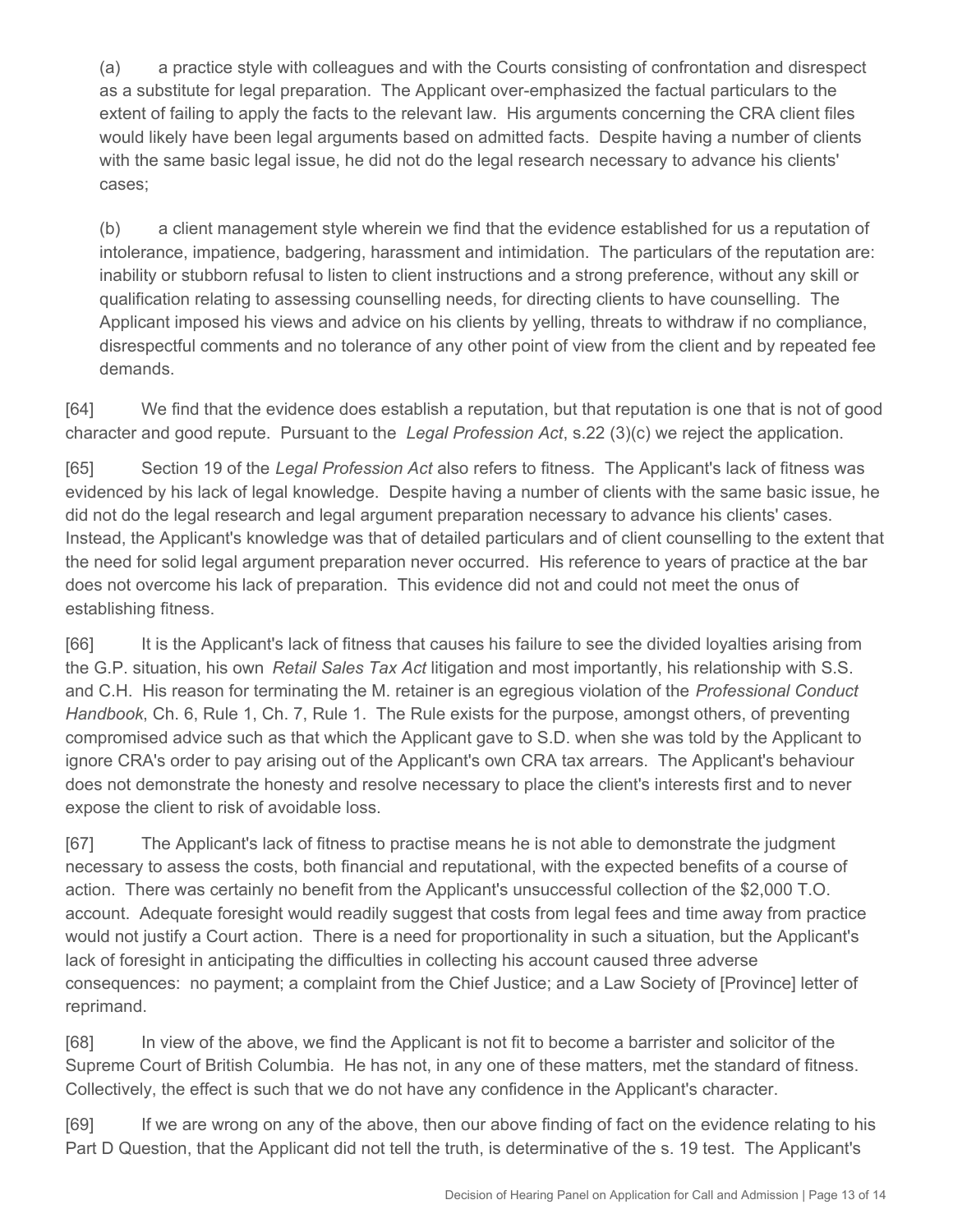(a) a practice style with colleagues and with the Courts consisting of confrontation and disrespect as a substitute for legal preparation. The Applicant over-emphasized the factual particulars to the extent of failing to apply the facts to the relevant law. His arguments concerning the CRA client files would likely have been legal arguments based on admitted facts. Despite having a number of clients with the same basic legal issue, he did not do the legal research necessary to advance his clients' cases;

(b) a client management style wherein we find that the evidence established for us a reputation of intolerance, impatience, badgering, harassment and intimidation. The particulars of the reputation are: inability or stubborn refusal to listen to client instructions and a strong preference, without any skill or qualification relating to assessing counselling needs, for directing clients to have counselling. The Applicant imposed his views and advice on his clients by yelling, threats to withdraw if no compliance, disrespectful comments and no tolerance of any other point of view from the client and by repeated fee demands.

[64] We find that the evidence does establish a reputation, but that reputation is one that is not of good character and good repute. Pursuant to the *Legal Profession Act*, s.22 (3)(c) we reject the application.

[65] Section 19 of the *Legal Profession Act* also refers to fitness. The Applicant's lack of fitness was evidenced by his lack of legal knowledge. Despite having a number of clients with the same basic issue, he did not do the legal research and legal argument preparation necessary to advance his clients' cases. Instead, the Applicant's knowledge was that of detailed particulars and of client counselling to the extent that the need for solid legal argument preparation never occurred. His reference to years of practice at the bar does not overcome his lack of preparation. This evidence did not and could not meet the onus of establishing fitness.

[66] It is the Applicant's lack of fitness that causes his failure to see the divided loyalties arising from the G.P. situation, his own *Retail Sales Tax Act* litigation and most importantly, his relationship with S.S. and C.H. His reason for terminating the M. retainer is an egregious violation of the *Professional Conduct Handbook*, Ch. 6, Rule 1, Ch. 7, Rule 1. The Rule exists for the purpose, amongst others, of preventing compromised advice such as that which the Applicant gave to S.D. when she was told by the Applicant to ignore CRA's order to pay arising out of the Applicant's own CRA tax arrears. The Applicant's behaviour does not demonstrate the honesty and resolve necessary to place the client's interests first and to never expose the client to risk of avoidable loss.

[67] The Applicant's lack of fitness to practise means he is not able to demonstrate the judgment necessary to assess the costs, both financial and reputational, with the expected benefits of a course of action. There was certainly no benefit from the Applicant's unsuccessful collection of the $2,000 T.O. account. Adequate foresight would readily suggest that costs from legal fees and time away from practice would not justify a Court action. There is a need for proportionality in such a situation, but the Applicant's lack of foresight in anticipating the difficulties in collecting his account caused three adverse consequences: no payment; a complaint from the Chief Justice; and a Law Society of [Province] letter of reprimand.

[68] In view of the above, we find the Applicant is not fit to become a barrister and solicitor of the Supreme Court of British Columbia. He has not, in any one of these matters, met the standard of fitness. Collectively, the effect is such that we do not have any confidence in the Applicant's character.

[69] If we are wrong on any of the above, then our above finding of fact on the evidence relating to his Part D Question, that the Applicant did not tell the truth, is determinative of the s. 19 test. The Applicant's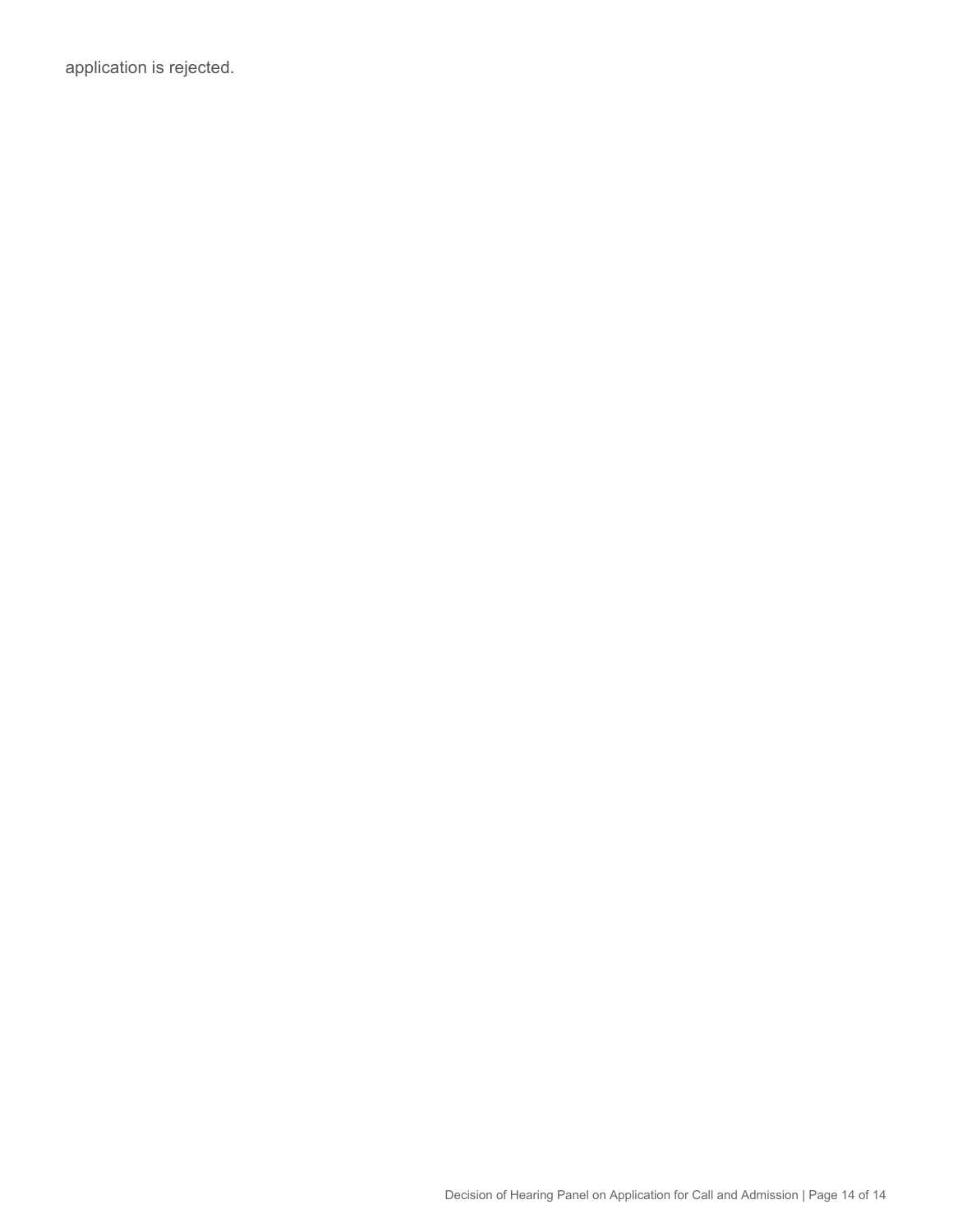application is rejected.